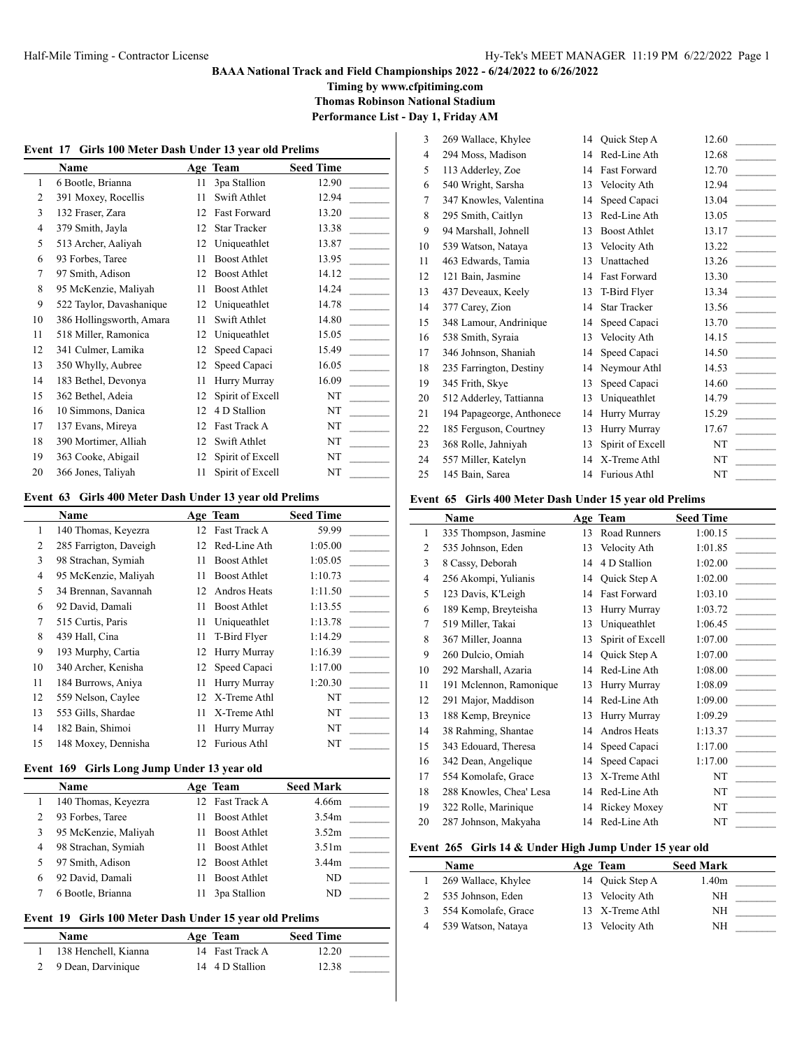**BAAA National Track and Field Championships 2022 - 6/24/2022 to 6/26/2022**

**Timing by www.cfpitiming.com**

**Thomas Robinson National Stadium**

**Performance List - Day 1, Friday AM**

### Event 17 Girls 100 Meter Dash Under 13 year old Prelims

| | Name | Age | Team | Seed Time | |
|---|---|---|---|---|---|
| 1 | 6 Bootle, Brianna | 11 | 3pa Stallion | 12.90 | _______ |
| 2 | 391 Moxey, Rocellis | 11 | Swift Athlet | 12.94 | _______ |
| 3 | 132 Fraser, Zara | 12 | Fast Forward | 13.20 | _______ |
| 4 | 379 Smith, Jayla | 12 | Star Tracker | 13.38 | _______ |
| 5 | 513 Archer, Aaliyah | 12 | Uniqueathlet | 13.87 | _______ |
| 6 | 93 Forbes, Taree | 11 | Boost Athlet | 13.95 | _______ |
| 7 | 97 Smith, Adison | 12 | Boost Athlet | 14.12 | _______ |
| 8 | 95 McKenzie, Maliyah | 11 | Boost Athlet | 14.24 | _______ |
| 9 | 522 Taylor, Davashanique | 12 | Uniqueathlet | 14.78 | _______ |
| 10 | 386 Hollingsworth, Amara | 11 | Swift Athlet | 14.80 | _______ |
| 11 | 518 Miller, Ramonica | 12 | Uniqueathlet | 15.05 | _______ |
| 12 | 341 Culmer, Lamika | 12 | Speed Capaci | 15.49 | _______ |
| 13 | 350 Whylly, Aubree | 12 | Speed Capaci | 16.05 | _______ |
| 14 | 183 Bethel, Devonya | 11 | Hurry Murray | 16.09 | _______ |
| 15 | 362 Bethel, Adeia | 12 | Spirit of Excell | NT | _______ |
| 16 | 10 Simmons, Danica | 12 | 4 D Stallion | NT | _______ |
| 17 | 137 Evans, Mireya | 12 | Fast Track A | NT | _______ |
| 18 | 390 Mortimer, Alliah | 12 | Swift Athlet | NT | _______ |
| 19 | 363 Cooke, Abigail | 12 | Spirit of Excell | NT | _______ |
| 20 | 366 Jones, Taliyah | 11 | Spirit of Excell | NT | _______ |

### Event 63 Girls 400 Meter Dash Under 13 year old Prelims

| | Name | Age | Team | Seed Time | |
|---|---|---|---|---|---|
| 1 | 140 Thomas, Keyezra | 12 | Fast Track A | 59.99 | _______ |
| 2 | 285 Farrigton, Daveigh | 12 | Red-Line Ath | 1:05.00 | _______ |
| 3 | 98 Strachan, Symiah | 11 | Boost Athlet | 1:05.05 | _______ |
| 4 | 95 McKenzie, Maliyah | 11 | Boost Athlet | 1:10.73 | _______ |
| 5 | 34 Brennan, Savannah | 12 | Andros Heats | 1:11.50 | _______ |
| 6 | 92 David, Damali | 11 | Boost Athlet | 1:13.55 | _______ |
| 7 | 515 Curtis, Paris | 11 | Uniqueathlet | 1:13.78 | _______ |
| 8 | 439 Hall, Cina | 11 | T-Bird Flyer | 1:14.29 | _______ |
| 9 | 193 Murphy, Cartia | 12 | Hurry Murray | 1:16.39 | _______ |
| 10 | 340 Archer, Kenisha | 12 | Speed Capaci | 1:17.00 | _______ |
| 11 | 184 Burrows, Aniya | 11 | Hurry Murray | 1:20.30 | _______ |
| 12 | 559 Nelson, Caylee | 12 | X-Treme Athl | NT | _______ |
| 13 | 553 Gills, Shardae | 11 | X-Treme Athl | NT | _______ |
| 14 | 182 Bain, Shimoi | 11 | Hurry Murray | NT | _______ |
| 15 | 148 Moxey, Dennisha | 12 | Furious Athl | NT | _______ |

### Event 169 Girls Long Jump Under 13 year old

| | Name | Age | Team | Seed Mark | |
|---|---|---|---|---|---|
| 1 | 140 Thomas, Keyezra | 12 | Fast Track A | 4.66m | _______ |
| 2 | 93 Forbes, Taree | 11 | Boost Athlet | 3.54m | _______ |
| 3 | 95 McKenzie, Maliyah | 11 | Boost Athlet | 3.52m | _______ |
| 4 | 98 Strachan, Symiah | 11 | Boost Athlet | 3.51m | _______ |
| 5 | 97 Smith, Adison | 12 | Boost Athlet | 3.44m | _______ |
| 6 | 92 David, Damali | 11 | Boost Athlet | ND | _______ |
| 7 | 6 Bootle, Brianna | 11 | 3pa Stallion | ND | _______ |

### Event 19 Girls 100 Meter Dash Under 15 year old Prelims

| | Name | Age | Team | Seed Time | |
|---|---|---|---|---|---|
| 1 | 138 Henchell, Kianna | 14 | Fast Track A | 12.20 | _______ |
| 2 | 9 Dean, Darvinique | 14 | 4 D Stallion | 12.38 | _______ |
| 3 | 269 Wallace, Khylee | 14 | Quick Step A | 12.60 | _______ |
| 4 | 294 Moss, Madison | 14 | Red-Line Ath | 12.68 | _______ |
| 5 | 113 Adderley, Zoe | 14 | Fast Forward | 12.70 | _______ |
| 6 | 540 Wright, Sarsha | 13 | Velocity Ath | 12.94 | _______ |
| 7 | 347 Knowles, Valentina | 14 | Speed Capaci | 13.04 | _______ |
| 8 | 295 Smith, Caitlyn | 13 | Red-Line Ath | 13.05 | _______ |
| 9 | 94 Marshall, Johnell | 13 | Boost Athlet | 13.17 | _______ |
| 10 | 539 Watson, Nataya | 13 | Velocity Ath | 13.22 | _______ |
| 11 | 463 Edwards, Tamia | 13 | Unattached | 13.26 | _______ |
| 12 | 121 Bain, Jasmine | 14 | Fast Forward | 13.30 | _______ |
| 13 | 437 Deveaux, Keely | 13 | T-Bird Flyer | 13.34 | _______ |
| 14 | 377 Carey, Zion | 14 | Star Tracker | 13.56 | _______ |
| 15 | 348 Lamour, Andrinique | 14 | Speed Capaci | 13.70 | _______ |
| 16 | 538 Smith, Syraia | 13 | Velocity Ath | 14.15 | _______ |
| 17 | 346 Johnson, Shaniah | 14 | Speed Capaci | 14.50 | _______ |
| 18 | 235 Farrington, Destiny | 14 | Neymour Athl | 14.53 | _______ |
| 19 | 345 Frith, Skye | 13 | Speed Capaci | 14.60 | _______ |
| 20 | 512 Adderley, Tattianna | 13 | Uniqueathlet | 14.79 | _______ |
| 21 | 194 Papageorge, Anthonece | 14 | Hurry Murray | 15.29 | _______ |
| 22 | 185 Ferguson, Courtney | 13 | Hurry Murray | 17.67 | _______ |
| 23 | 368 Rolle, Jahniyah | 13 | Spirit of Excell | NT | _______ |
| 24 | 557 Miller, Katelyn | 14 | X-Treme Athl | NT | _______ |
| 25 | 145 Bain, Sarea | 14 | Furious Athl | NT | _______ |

### Event 65 Girls 400 Meter Dash Under 15 year old Prelims

| | Name | Age | Team | Seed Time | |
|---|---|---|---|---|---|
| 1 | 335 Thompson, Jasmine | 13 | Road Runners | 1:00.15 | _______ |
| 2 | 535 Johnson, Eden | 13 | Velocity Ath | 1:01.85 | _______ |
| 3 | 8 Cassy, Deborah | 14 | 4 D Stallion | 1:02.00 | _______ |
| 4 | 256 Akompi, Yulianis | 14 | Quick Step A | 1:02.00 | _______ |
| 5 | 123 Davis, K'Leigh | 14 | Fast Forward | 1:03.10 | _______ |
| 6 | 189 Kemp, Breyteisha | 13 | Hurry Murray | 1:03.72 | _______ |
| 7 | 519 Miller, Takai | 13 | Uniqueathlet | 1:06.45 | _______ |
| 8 | 367 Miller, Joanna | 13 | Spirit of Excell | 1:07.00 | _______ |
| 9 | 260 Dulcio, Omiah | 14 | Quick Step A | 1:07.00 | _______ |
| 10 | 292 Marshall, Azaria | 14 | Red-Line Ath | 1:08.00 | _______ |
| 11 | 191 Mclennon, Ramonique | 13 | Hurry Murray | 1:08.09 | _______ |
| 12 | 291 Major, Maddison | 14 | Red-Line Ath | 1:09.00 | _______ |
| 13 | 188 Kemp, Breynice | 13 | Hurry Murray | 1:09.29 | _______ |
| 14 | 38 Rahming, Shantae | 14 | Andros Heats | 1:13.37 | _______ |
| 15 | 343 Edouard, Theresa | 14 | Speed Capaci | 1:17.00 | _______ |
| 16 | 342 Dean, Angelique | 14 | Speed Capaci | 1:17.00 | _______ |
| 17 | 554 Komolafe, Grace | 13 | X-Treme Athl | NT | _______ |
| 18 | 288 Knowles, Chea' Lesa | 14 | Red-Line Ath | NT | _______ |
| 19 | 322 Rolle, Marinique | 14 | Rickey Moxey | NT | _______ |
| 20 | 287 Johnson, Makyaha | 14 | Red-Line Ath | NT | _______ |

### Event 265 Girls 14 & Under High Jump Under 15 year old

| | Name | Age | Team | Seed Mark | |
|---|---|---|---|---|---|
| 1 | 269 Wallace, Khylee | 14 | Quick Step A | 1.40m | _______ |
| 2 | 535 Johnson, Eden | 13 | Velocity Ath | NH | _______ |
| 3 | 554 Komolafe, Grace | 13 | X-Treme Athl | NH | _______ |
| 4 | 539 Watson, Nataya | 13 | Velocity Ath | NH | _______ |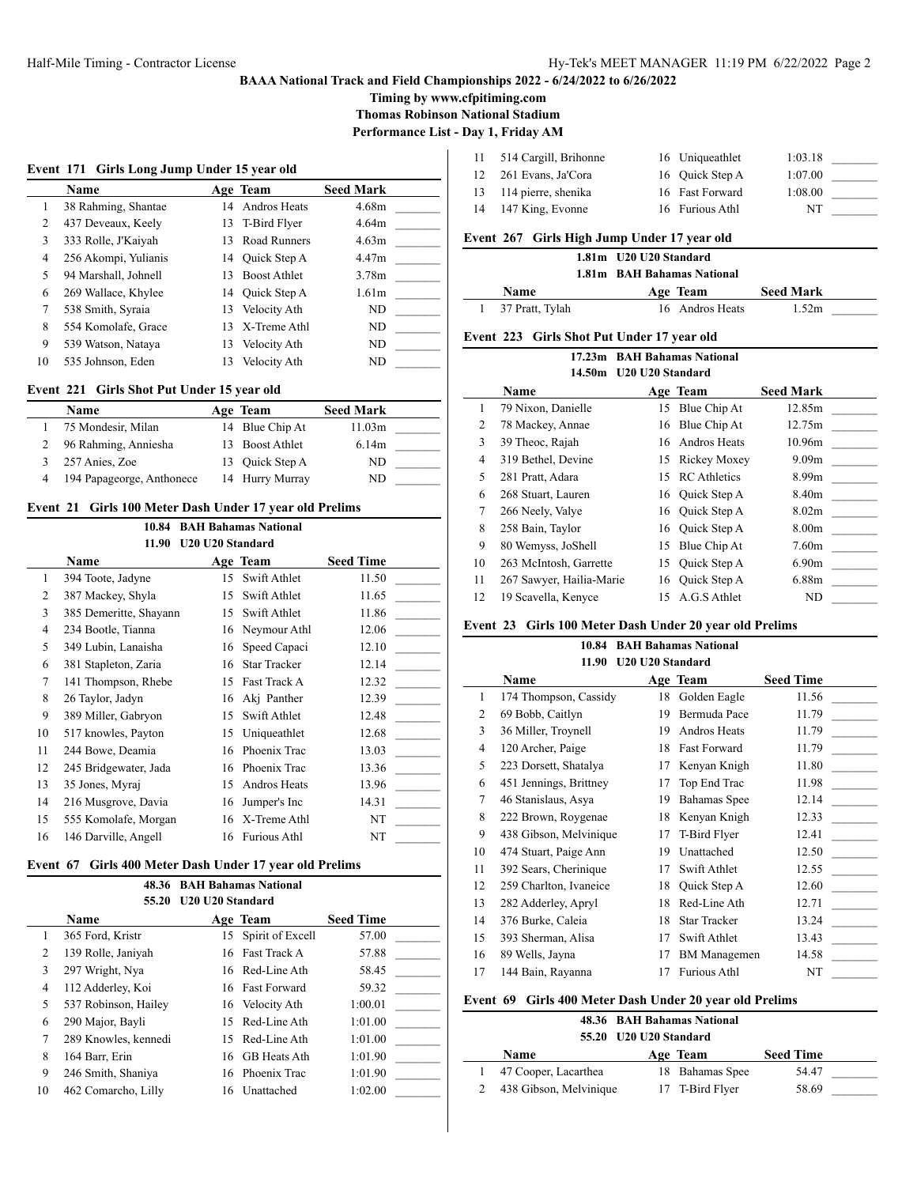# BAAA National Track and Field Championships 2022 - 6/24/2022 to 6/26/2022

**Timing by www.cfpitiming.com**

**Thomas Robinson National Stadium**

**Performance List - Day 1, Friday AM**

### Event 171 Girls Long Jump Under 15 year old

| | Name | Age | Team | Seed Mark | |
|---|---|---|---|---|---|
| 1 | 38 Rahming, Shantae | 14 | Andros Heats | 4.68m | _______ |
| 2 | 437 Deveaux, Keely | 13 | T-Bird Flyer | 4.64m | _______ |
| 3 | 333 Rolle, J'Kaiyah | 13 | Road Runners | 4.63m | _______ |
| 4 | 256 Akompi, Yulianis | 14 | Quick Step A | 4.47m | _______ |
| 5 | 94 Marshall, Johnell | 13 | Boost Athlet | 3.78m | _______ |
| 6 | 269 Wallace, Khylee | 14 | Quick Step A | 1.61m | _______ |
| 7 | 538 Smith, Syraia | 13 | Velocity Ath | ND | _______ |
| 8 | 554 Komolafe, Grace | 13 | X-Treme Athl | ND | _______ |
| 9 | 539 Watson, Nataya | 13 | Velocity Ath | ND | _______ |
| 10 | 535 Johnson, Eden | 13 | Velocity Ath | ND | _______ |

### Event 221 Girls Shot Put Under 15 year old

| | Name | Age | Team | Seed Mark | |
|---|---|---|---|---|---|
| 1 | 75 Mondesir, Milan | 14 | Blue Chip At | 11.03m | _______ |
| 2 | 96 Rahming, Anniesha | 13 | Boost Athlet | 6.14m | _______ |
| 3 | 257 Anies, Zoe | 13 | Quick Step A | ND | _______ |
| 4 | 194 Papageorge, Anthonece | 14 | Hurry Murray | ND | _______ |

### Event 21 Girls 100 Meter Dash Under 17 year old Prelims

10.84 BAH Bahamas National
11.90 U20 U20 Standard

| | Name | Age | Team | Seed Time | |
|---|---|---|---|---|---|
| 1 | 394 Toote, Jadyne | 15 | Swift Athlet | 11.50 | _______ |
| 2 | 387 Mackey, Shyla | 15 | Swift Athlet | 11.65 | _______ |
| 3 | 385 Demeritte, Shayann | 15 | Swift Athlet | 11.86 | _______ |
| 4 | 234 Bootle, Tianna | 16 | Neymour Athl | 12.06 | _______ |
| 5 | 349 Lubin, Lanaisha | 16 | Speed Capaci | 12.10 | _______ |
| 6 | 381 Stapleton, Zaria | 16 | Star Tracker | 12.14 | _______ |
| 7 | 141 Thompson, Rhebe | 15 | Fast Track A | 12.32 | _______ |
| 8 | 26 Taylor, Jadyn | 16 | Akj Panther | 12.39 | _______ |
| 9 | 389 Miller, Gabryon | 15 | Swift Athlet | 12.48 | _______ |
| 10 | 517 knowles, Payton | 15 | Uniqueathlet | 12.68 | _______ |
| 11 | 244 Bowe, Deamia | 16 | Phoenix Trac | 13.03 | _______ |
| 12 | 245 Bridgewater, Jada | 16 | Phoenix Trac | 13.36 | _______ |
| 13 | 35 Jones, Myraj | 15 | Andros Heats | 13.96 | _______ |
| 14 | 216 Musgrove, Davia | 16 | Jumper's Inc | 14.31 | _______ |
| 15 | 555 Komolafe, Morgan | 16 | X-Treme Athl | NT | _______ |
| 16 | 146 Darville, Angell | 16 | Furious Athl | NT | _______ |

### Event 67 Girls 400 Meter Dash Under 17 year old Prelims

48.36 BAH Bahamas National
55.20 U20 U20 Standard

| | Name | Age | Team | Seed Time | |
|---|---|---|---|---|---|
| 1 | 365 Ford, Kristr | 15 | Spirit of Excell | 57.00 | _______ |
| 2 | 139 Rolle, Janiyah | 16 | Fast Track A | 57.88 | _______ |
| 3 | 297 Wright, Nya | 16 | Red-Line Ath | 58.45 | _______ |
| 4 | 112 Adderley, Koi | 16 | Fast Forward | 59.32 | _______ |
| 5 | 537 Robinson, Hailey | 16 | Velocity Ath | 1:00.01 | _______ |
| 6 | 290 Major, Bayli | 15 | Red-Line Ath | 1:01.00 | _______ |
| 7 | 289 Knowles, kennedi | 15 | Red-Line Ath | 1:01.00 | _______ |
| 8 | 164 Barr, Erin | 16 | GB Heats Ath | 1:01.90 | _______ |
| 9 | 246 Smith, Shaniya | 16 | Phoenix Trac | 1:01.90 | _______ |
| 10 | 462 Comarcho, Lilly | 16 | Unattached | 1:02.00 | _______ |
| 11 | 514 Cargill, Brihonne | 16 | Uniqueathlet | 1:03.18 | _______ |
| 12 | 261 Evans, Ja'Cora | 16 | Quick Step A | 1:07.00 | _______ |
| 13 | 114 pierre, shenika | 16 | Fast Forward | 1:08.00 | _______ |
| 14 | 147 King, Evonne | 16 | Furious Athl | NT | _______ |

### Event 267 Girls High Jump Under 17 year old

1.81m U20 U20 Standard
1.81m BAH Bahamas National

| | Name | Age | Team | Seed Mark | |
|---|---|---|---|---|---|
| 1 | 37 Pratt, Tylah | 16 | Andros Heats | 1.52m | _______ |

### Event 223 Girls Shot Put Under 17 year old

17.23m BAH Bahamas National
14.50m U20 U20 Standard

| | Name | Age | Team | Seed Mark | |
|---|---|---|---|---|---|
| 1 | 79 Nixon, Danielle | 15 | Blue Chip At | 12.85m | _______ |
| 2 | 78 Mackey, Annae | 16 | Blue Chip At | 12.75m | _______ |
| 3 | 39 Theoc, Rajah | 16 | Andros Heats | 10.96m | _______ |
| 4 | 319 Bethel, Devine | 15 | Rickey Moxey | 9.09m | _______ |
| 5 | 281 Pratt, Adara | 15 | RC Athletics | 8.99m | _______ |
| 6 | 268 Stuart, Lauren | 16 | Quick Step A | 8.40m | _______ |
| 7 | 266 Neely, Valye | 16 | Quick Step A | 8.02m | _______ |
| 8 | 258 Bain, Taylor | 16 | Quick Step A | 8.00m | _______ |
| 9 | 80 Wemyss, JoShell | 15 | Blue Chip At | 7.60m | _______ |
| 10 | 263 McIntosh, Garrette | 15 | Quick Step A | 6.90m | _______ |
| 11 | 267 Sawyer, Hailia-Marie | 16 | Quick Step A | 6.88m | _______ |
| 12 | 19 Scavella, Kenyce | 15 | A.G.S Athlet | ND | _______ |

### Event 23 Girls 100 Meter Dash Under 20 year old Prelims

10.84 BAH Bahamas National
11.90 U20 U20 Standard

| | Name | Age | Team | Seed Time | |
|---|---|---|---|---|---|
| 1 | 174 Thompson, Cassidy | 18 | Golden Eagle | 11.56 | _______ |
| 2 | 69 Bobb, Caitlyn | 19 | Bermuda Pace | 11.79 | _______ |
| 3 | 36 Miller, Troynell | 19 | Andros Heats | 11.79 | _______ |
| 4 | 120 Archer, Paige | 18 | Fast Forward | 11.79 | _______ |
| 5 | 223 Dorsett, Shatalya | 17 | Kenyan Knigh | 11.80 | _______ |
| 6 | 451 Jennings, Brittney | 17 | Top End Trac | 11.98 | _______ |
| 7 | 46 Stanislaus, Asya | 19 | Bahamas Spee | 12.14 | _______ |
| 8 | 222 Brown, Roygenae | 18 | Kenyan Knigh | 12.33 | _______ |
| 9 | 438 Gibson, Melvinique | 17 | T-Bird Flyer | 12.41 | _______ |
| 10 | 474 Stuart, Paige Ann | 19 | Unattached | 12.50 | _______ |
| 11 | 392 Sears, Cherinique | 17 | Swift Athlet | 12.55 | _______ |
| 12 | 259 Charlton, Ivaneice | 18 | Quick Step A | 12.60 | _______ |
| 13 | 282 Adderley, Apryl | 18 | Red-Line Ath | 12.71 | _______ |
| 14 | 376 Burke, Caleia | 18 | Star Tracker | 13.24 | _______ |
| 15 | 393 Sherman, Alisa | 17 | Swift Athlet | 13.43 | _______ |
| 16 | 89 Wells, Jayna | 17 | BM Managemen | 14.58 | _______ |
| 17 | 144 Bain, Rayanna | 17 | Furious Athl | NT | _______ |

### Event 69 Girls 400 Meter Dash Under 20 year old Prelims

48.36 BAH Bahamas National
55.20 U20 U20 Standard

| | Name | Age | Team | Seed Time | |
|---|---|---|---|---|---|
| 1 | 47 Cooper, Lacarthea | 18 | Bahamas Spee | 54.47 | _______ |
| 2 | 438 Gibson, Melvinique | 17 | T-Bird Flyer | 58.69 | _______ |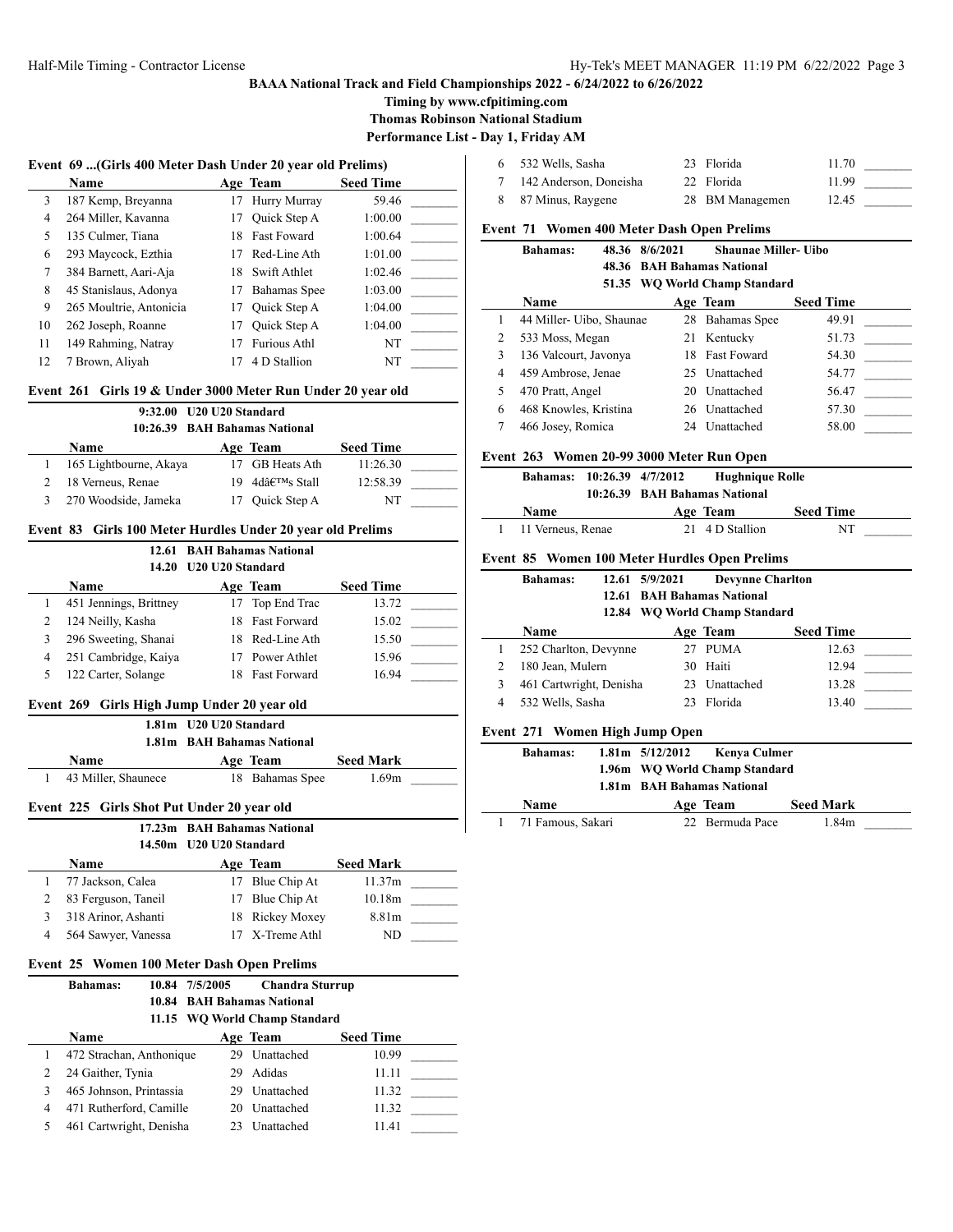# BAAA National Track and Field Championships 2022 - 6/24/2022 to 6/26/2022

**Timing by www.cfpitiming.com**

**Thomas Robinson National Stadium**

**Performance List - Day 1, Friday AM**

### Event 69 ...(Girls 400 Meter Dash Under 20 year old Prelims)

| | Name | Age | Team | Seed Time |
|---|---|---|---|---|
| 3 | 187 Kemp, Breyanna | 17 | Hurry Murray | 59.46 |
| 4 | 264 Miller, Kavanna | 17 | Quick Step A | 1:00.00 |
| 5 | 135 Culmer, Tiana | 18 | Fast Foward | 1:00.64 |
| 6 | 293 Maycock, Ezthia | 17 | Red-Line Ath | 1:01.00 |
| 7 | 384 Barnett, Aari-Aja | 18 | Swift Athlet | 1:02.46 |
| 8 | 45 Stanislaus, Adonya | 17 | Bahamas Spee | 1:03.00 |
| 9 | 265 Moultrie, Antonicia | 17 | Quick Step A | 1:04.00 |
| 10 | 262 Joseph, Roanne | 17 | Quick Step A | 1:04.00 |
| 11 | 149 Rahming, Natray | 17 | Furious Athl | NT |
| 12 | 7 Brown, Aliyah | 17 | 4 D Stallion | NT |

### Event 261 Girls 19 & Under 3000 Meter Run Under 20 year old

9:32.00 U20 U20 Standard
10:26.39 BAH Bahamas National

| | Name | Age | Team | Seed Time |
|---|---|---|---|---|
| 1 | 165 Lightbourne, Akaya | 17 | GB Heats Ath | 11:26.30 |
| 2 | 18 Verneus, Renae | 19 | 4dâ€™s Stall | 12:58.39 |
| 3 | 270 Woodside, Jameka | 17 | Quick Step A | NT |

### Event 83 Girls 100 Meter Hurdles Under 20 year old Prelims

12.61 BAH Bahamas National
14.20 U20 U20 Standard

| | Name | Age | Team | Seed Time |
|---|---|---|---|---|
| 1 | 451 Jennings, Brittney | 17 | Top End Trac | 13.72 |
| 2 | 124 Neilly, Kasha | 18 | Fast Forward | 15.02 |
| 3 | 296 Sweeting, Shanai | 18 | Red-Line Ath | 15.50 |
| 4 | 251 Cambridge, Kaiya | 17 | Power Athlet | 15.96 |
| 5 | 122 Carter, Solange | 18 | Fast Forward | 16.94 |

### Event 269 Girls High Jump Under 20 year old

1.81m U20 U20 Standard
1.81m BAH Bahamas National

| | Name | Age | Team | Seed Mark |
|---|---|---|---|---|
| 1 | 43 Miller, Shaunece | 18 | Bahamas Spee | 1.69m |

### Event 225 Girls Shot Put Under 20 year old

17.23m BAH Bahamas National
14.50m U20 U20 Standard

| | Name | Age | Team | Seed Mark |
|---|---|---|---|---|
| 1 | 77 Jackson, Calea | 17 | Blue Chip At | 11.37m |
| 2 | 83 Ferguson, Taneil | 17 | Blue Chip At | 10.18m |
| 3 | 318 Arinor, Ashanti | 18 | Rickey Moxey | 8.81m |
| 4 | 564 Sawyer, Vanessa | 17 | X-Treme Athl | ND |

### Event 25 Women 100 Meter Dash Open Prelims

Bahamas: 10.84 7/5/2005 Chandra Sturrup
10.84 BAH Bahamas National
11.15 WQ World Champ Standard

| | Name | Age | Team | Seed Time |
|---|---|---|---|---|
| 1 | 472 Strachan, Anthonique | 29 | Unattached | 10.99 |
| 2 | 24 Gaither, Tynia | 29 | Adidas | 11.11 |
| 3 | 465 Johnson, Printassia | 29 | Unattached | 11.32 |
| 4 | 471 Rutherford, Camille | 20 | Unattached | 11.32 |
| 5 | 461 Cartwright, Denisha | 23 | Unattached | 11.41 |
| 6 | 532 Wells, Sasha | 23 | Florida | 11.70 |
| 7 | 142 Anderson, Doneisha | 22 | Florida | 11.99 |
| 8 | 87 Minus, Raygene | 28 | BM Managemen | 12.45 |

### Event 71 Women 400 Meter Dash Open Prelims

Bahamas: 48.36 8/6/2021 Shaunae Miller- Uibo
48.36 BAH Bahamas National
51.35 WQ World Champ Standard

| | Name | Age | Team | Seed Time |
|---|---|---|---|---|
| 1 | 44 Miller- Uibo, Shaunae | 28 | Bahamas Spee | 49.91 |
| 2 | 533 Moss, Megan | 21 | Kentucky | 51.73 |
| 3 | 136 Valcourt, Javonya | 18 | Fast Foward | 54.30 |
| 4 | 459 Ambrose, Jenae | 25 | Unattached | 54.77 |
| 5 | 470 Pratt, Angel | 20 | Unattached | 56.47 |
| 6 | 468 Knowles, Kristina | 26 | Unattached | 57.30 |
| 7 | 466 Josey, Romica | 24 | Unattached | 58.00 |

### Event 263 Women 20-99 3000 Meter Run Open

Bahamas: 10:26.39 4/7/2012 Hughnique Rolle
10:26.39 BAH Bahamas National

| | Name | Age | Team | Seed Time |
|---|---|---|---|---|
| 1 | 11 Verneus, Renae | 21 | 4 D Stallion | NT |

### Event 85 Women 100 Meter Hurdles Open Prelims

Bahamas: 12.61 5/9/2021 Devynne Charlton
12.61 BAH Bahamas National
12.84 WQ World Champ Standard

| | Name | Age | Team | Seed Time |
|---|---|---|---|---|
| 1 | 252 Charlton, Devynne | 27 | PUMA | 12.63 |
| 2 | 180 Jean, Mulern | 30 | Haiti | 12.94 |
| 3 | 461 Cartwright, Denisha | 23 | Unattached | 13.28 |
| 4 | 532 Wells, Sasha | 23 | Florida | 13.40 |

### Event 271 Women High Jump Open

Bahamas: 1.81m 5/12/2012 Kenya Culmer
1.96m WQ World Champ Standard
1.81m BAH Bahamas National

| | Name | Age | Team | Seed Mark |
|---|---|---|---|---|
| 1 | 71 Famous, Sakari | 22 | Bermuda Pace | 1.84m |